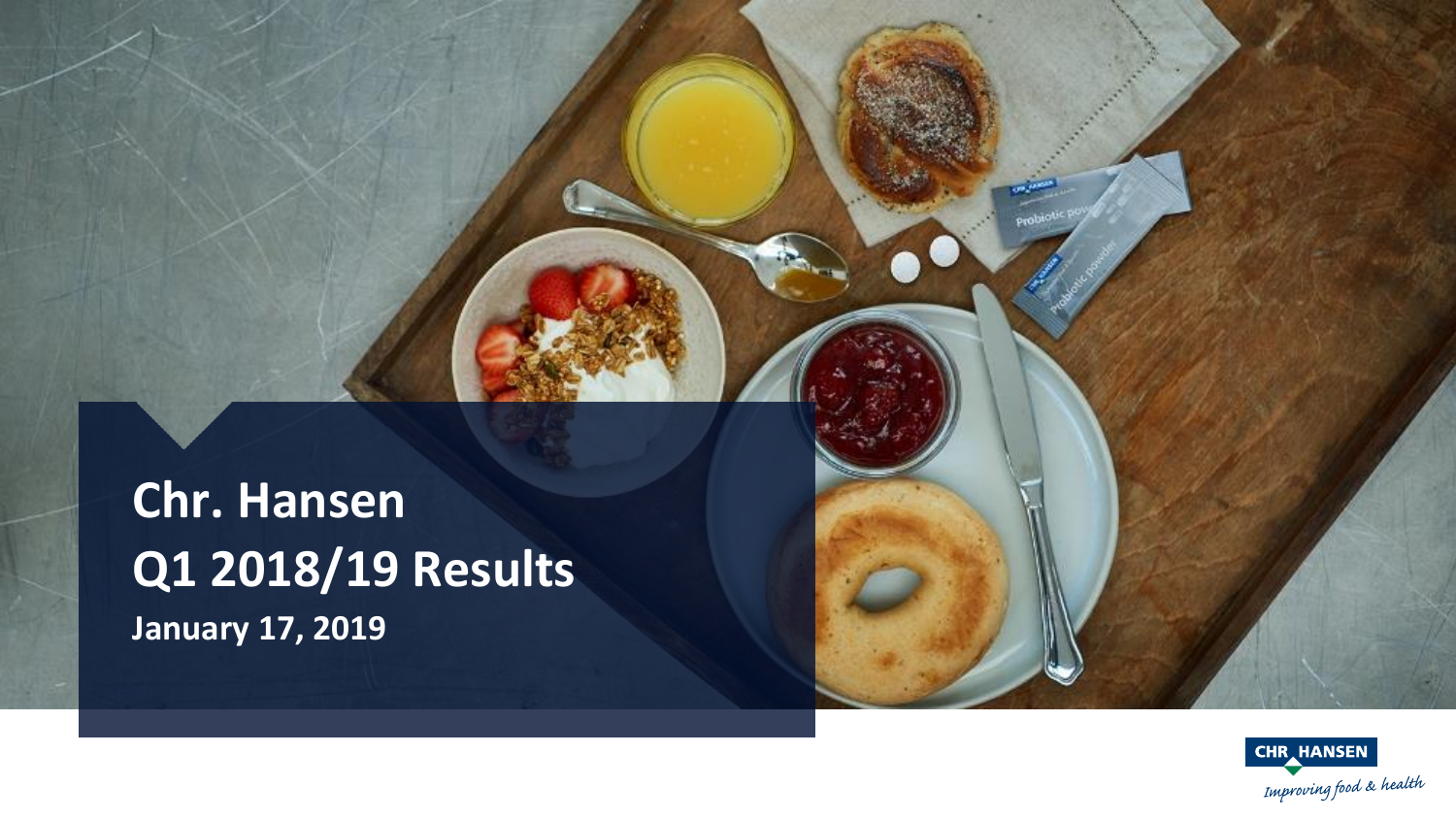# Chr. Hansen
# Q1 2018/19 Results

**January 17, 2019**

CHR. HANSEN

*Improving food & health*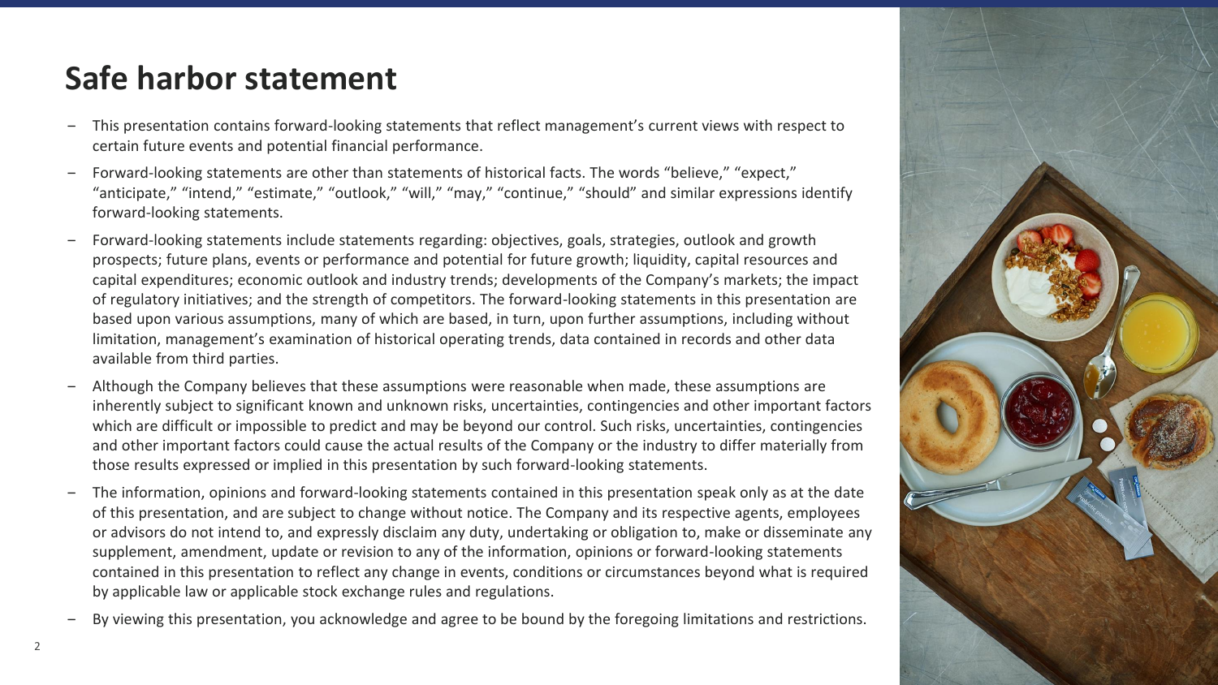# Safe harbor statement

- This presentation contains forward-looking statements that reflect management's current views with respect to certain future events and potential financial performance.
- Forward-looking statements are other than statements of historical facts. The words "believe," "expect," "anticipate," "intend," "estimate," "outlook," "will," "may," "continue," "should" and similar expressions identify forward-looking statements.
- Forward-looking statements include statements regarding: objectives, goals, strategies, outlook and growth prospects; future plans, events or performance and potential for future growth; liquidity, capital resources and capital expenditures; economic outlook and industry trends; developments of the Company's markets; the impact of regulatory initiatives; and the strength of competitors. The forward-looking statements in this presentation are based upon various assumptions, many of which are based, in turn, upon further assumptions, including without limitation, management's examination of historical operating trends, data contained in records and other data available from third parties.
- Although the Company believes that these assumptions were reasonable when made, these assumptions are inherently subject to significant known and unknown risks, uncertainties, contingencies and other important factors which are difficult or impossible to predict and may be beyond our control. Such risks, uncertainties, contingencies and other important factors could cause the actual results of the Company or the industry to differ materially from those results expressed or implied in this presentation by such forward-looking statements.
- The information, opinions and forward-looking statements contained in this presentation speak only as at the date of this presentation, and are subject to change without notice. The Company and its respective agents, employees or advisors do not intend to, and expressly disclaim any duty, undertaking or obligation to, make or disseminate any supplement, amendment, update or revision to any of the information, opinions or forward-looking statements contained in this presentation to reflect any change in events, conditions or circumstances beyond what is required by applicable law or applicable stock exchange rules and regulations.
- By viewing this presentation, you acknowledge and agree to be bound by the foregoing limitations and restrictions.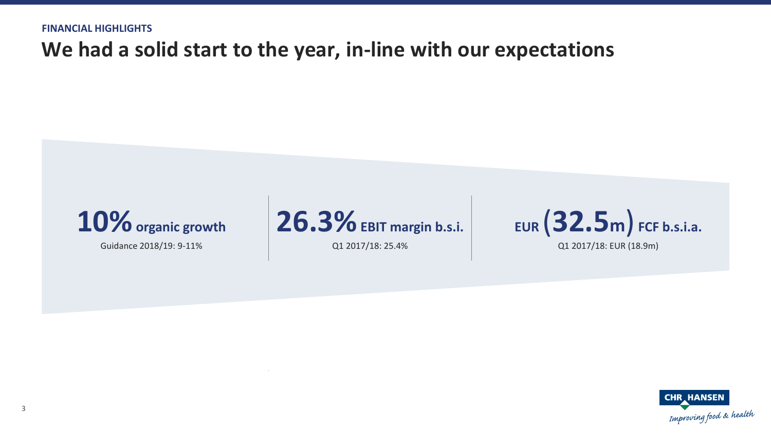FINANCIAL HIGHLIGHTS

# We had a solid start to the year, in-line with our expectations

**10% organic growth**
Guidance 2018/19: 9-11%

**26.3% EBIT margin b.s.i.**
Q1 2017/18: 25.4%

**EUR (32.5m) FCF b.s.i.a.**
Q1 2017/18: EUR (18.9m)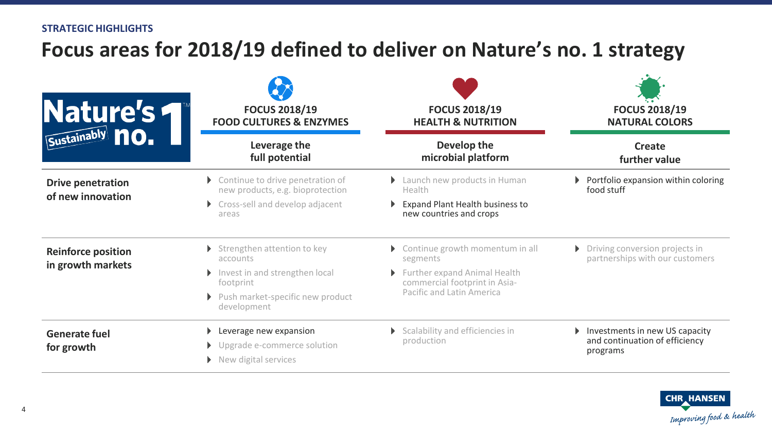STRATEGIC HIGHLIGHTS

# Focus areas for 2018/19 defined to deliver on Nature's no. 1 strategy

| Nature's no. 1 Sustainably | FOCUS 2018/19 FOOD CULTURES & ENZYMES<br>**Leverage the full potential** | FOCUS 2018/19 HEALTH & NUTRITION<br>**Develop the microbial platform** | FOCUS 2018/19 NATURAL COLORS<br>**Create further value** |
|---|---|---|---|
| **Drive penetration of new innovation** | • Continue to drive penetration of new products, e.g. bioprotection<br>• Cross-sell and develop adjacent areas | • Launch new products in Human Health<br>• Expand Plant Health business to new countries and crops | • Portfolio expansion within coloring food stuff |
| **Reinforce position in growth markets** | • Strengthen attention to key accounts<br>• Invest in and strengthen local footprint<br>• Push market-specific new product development | • Continue growth momentum in all segments<br>• Further expand Animal Health commercial footprint in Asia-Pacific and Latin America | • Driving conversion projects in partnerships with our customers |
| **Generate fuel for growth** | • Leverage new expansion<br>• Upgrade e-commerce solution<br>• New digital services | • Scalability and efficiencies in production | • Investments in new US capacity and continuation of efficiency programs |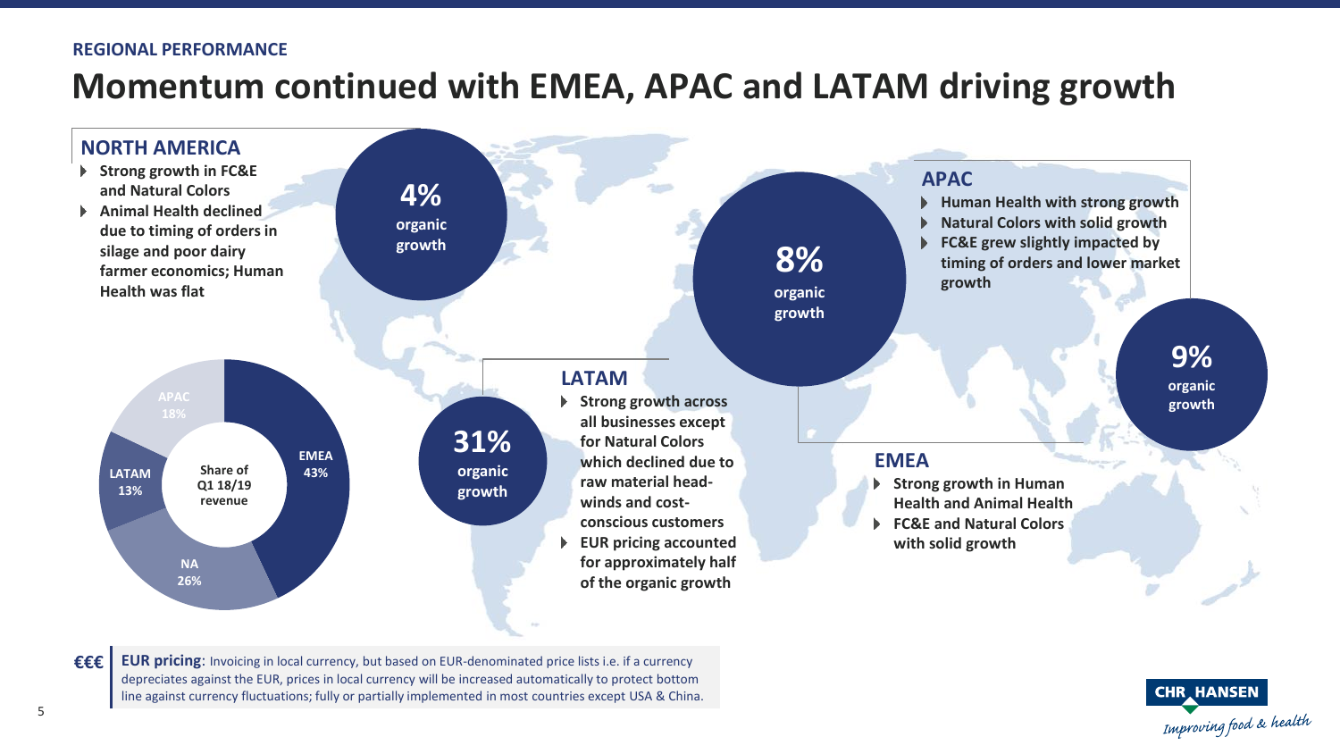REGIONAL PERFORMANCE

# Momentum continued with EMEA, APAC and LATAM driving growth

## NORTH AMERICA

**4% organic growth**

- Strong growth in FC&E and Natural Colors
- Animal Health declined due to timing of orders in silage and poor dairy farmer economics; Human Health was flat

## APAC

**8% organic growth**

- Human Health with strong growth
- Natural Colors with solid growth
- FC&E grew slightly impacted by timing of orders and lower market growth

## LATAM

**31% organic growth**

- Strong growth across all businesses except for Natural Colors which declined due to raw material head-winds and cost-conscious customers
- EUR pricing accounted for approximately half of the organic growth

## EMEA

**9% organic growth**

- Strong growth in Human Health and Animal Health
- FC&E and Natural Colors with solid growth

**Share of Q1 18/19 revenue**

| Region | Share |
| --- | --- |
| EMEA | 43% |
| NA | 26% |
| LATAM | 13% |
| APAC | 18% |

€€€ **EUR pricing**: Invoicing in local currency, but based on EUR-denominated price lists i.e. if a currency depreciates against the EUR, prices in local currency will be increased automatically to protect bottom line against currency fluctuations; fully or partially implemented in most countries except USA & China.

CHR HANSEN *Improving food & health*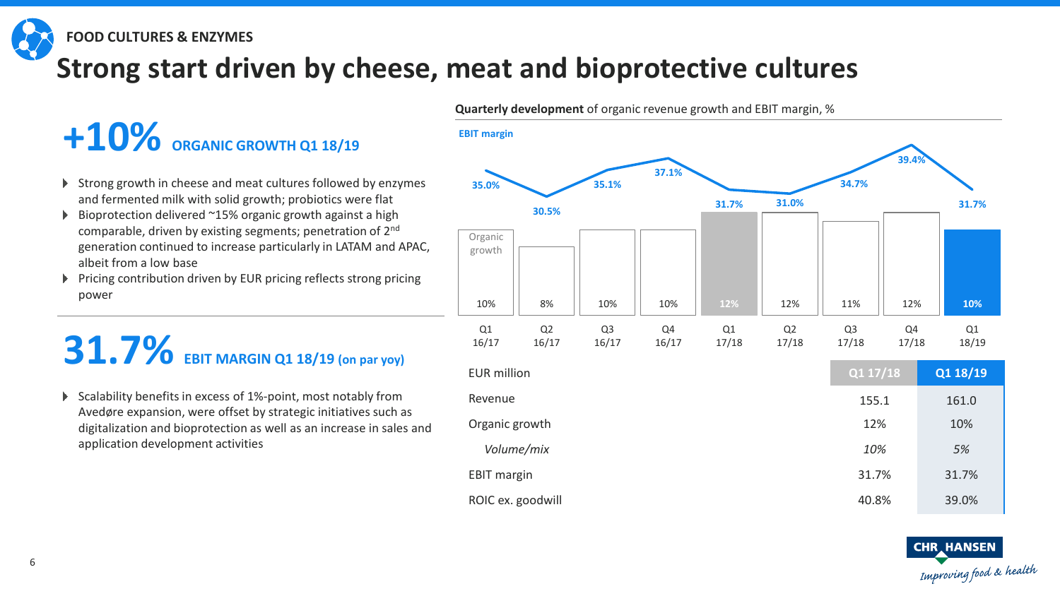FOOD CULTURES & ENZYMES

# Strong start driven by cheese, meat and bioprotective cultures

## +10% ORGANIC GROWTH Q1 18/19

- Strong growth in cheese and meat cultures followed by enzymes and fermented milk with solid growth; probiotics were flat
- Bioprotection delivered ~15% organic growth against a high comparable, driven by existing segments; penetration of 2nd generation continued to increase particularly in LATAM and APAC, albeit from a low base
- Pricing contribution driven by EUR pricing reflects strong pricing power

## 31.7% EBIT MARGIN Q1 18/19 (on par yoy)

- Scalability benefits in excess of 1%-point, most notably from Avedøre expansion, were offset by strategic initiatives such as digitalization and bioprotection as well as an increase in sales and application development activities

**Quarterly development** of organic revenue growth and EBIT margin, %

| | Q1 16/17 | Q2 16/17 | Q3 16/17 | Q4 16/17 | Q1 17/18 | Q2 17/18 | Q3 17/18 | Q4 17/18 | Q1 18/19 |
|---|---|---|---|---|---|---|---|---|---|
| EBIT margin | 35.0% | 30.5% | 35.1% | 37.1% | 31.7% | 31.0% | 34.7% | 39.4% | 31.7% |
| Organic growth | 10% | 8% | 10% | 10% | 12% | 12% | 11% | 12% | 10% |

| EUR million | Q1 17/18 | Q1 18/19 |
|---|---|---|
| Revenue | 155.1 | 161.0 |
| Organic growth | 12% | 10% |
| *Volume/mix* | *10%* | *5%* |
| EBIT margin | 31.7% | 31.7% |
| ROIC ex. goodwill | 40.8% | 39.0% |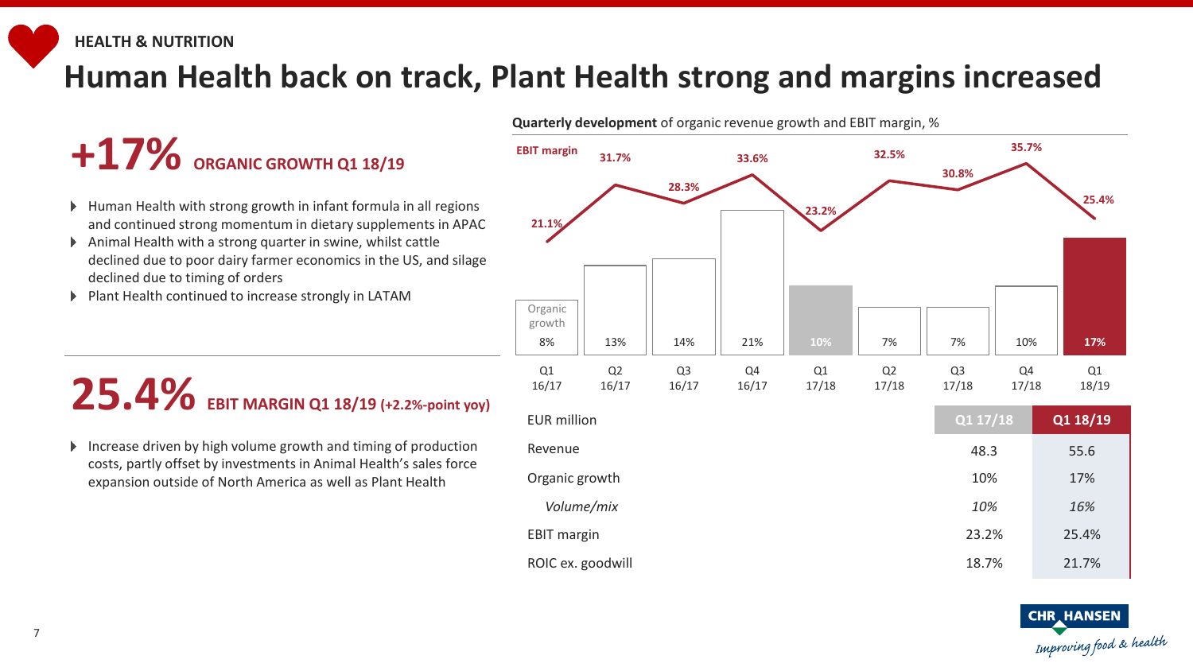HEALTH & NUTRITION

# Human Health back on track, Plant Health strong and margins increased

## +17% ORGANIC GROWTH Q1 18/19

- Human Health with strong growth in infant formula in all regions and continued strong momentum in dietary supplements in APAC
- Animal Health with a strong quarter in swine, whilst cattle declined due to poor dairy farmer economics in the US, and silage declined due to timing of orders
- Plant Health continued to increase strongly in LATAM

## 25.4% EBIT MARGIN Q1 18/19 (+2.2%-point yoy)

- Increase driven by high volume growth and timing of production costs, partly offset by investments in Animal Health's sales force expansion outside of North America as well as Plant Health

**Quarterly development** of organic revenue growth and EBIT margin, %

| | Q1 16/17 | Q2 16/17 | Q3 16/17 | Q4 16/17 | Q1 17/18 | Q2 17/18 | Q3 17/18 | Q4 17/18 | Q1 18/19 |
|---|---|---|---|---|---|---|---|---|---|
| EBIT margin | 21.1% | 31.7% | 28.3% | 33.6% | 23.2% | 32.5% | 30.8% | 35.7% | 25.4% |
| Organic growth | 8% | 13% | 14% | 21% | 10% | 7% | 7% | 10% | 17% |

| EUR million | Q1 17/18 | Q1 18/19 |
|---|---|---|
| Revenue | 48.3 | 55.6 |
| Organic growth | 10% | 17% |
| *Volume/mix* | *10%* | *16%* |
| EBIT margin | 23.2% | 25.4% |
| ROIC ex. goodwill | 18.7% | 21.7% |

CHR HANSEN
Improving food & health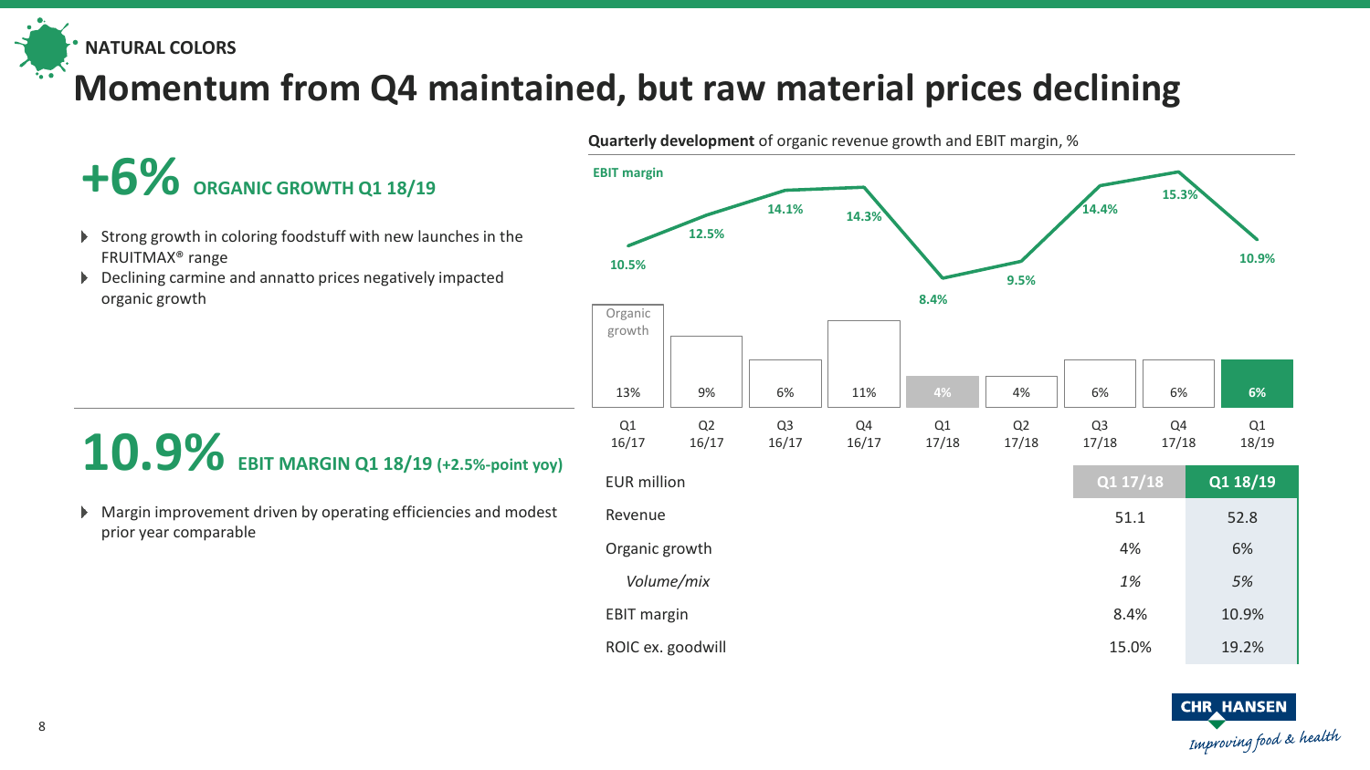NATURAL COLORS

# Momentum from Q4 maintained, but raw material prices declining

## +6% ORGANIC GROWTH Q1 18/19

- Strong growth in coloring foodstuff with new launches in the FRUITMAX® range
- Declining carmine and annatto prices negatively impacted organic growth

## 10.9% EBIT MARGIN Q1 18/19 (+2.5%-point yoy)

- Margin improvement driven by operating efficiencies and modest prior year comparable

**Quarterly development** of organic revenue growth and EBIT margin, %

| | Q1 16/17 | Q2 16/17 | Q3 16/17 | Q4 16/17 | Q1 17/18 | Q2 17/18 | Q3 17/18 | Q4 17/18 | Q1 18/19 |
|---|---|---|---|---|---|---|---|---|---|
| EBIT margin | 10.5% | 12.5% | 14.1% | 14.3% | 8.4% | 9.5% | 14.4% | 15.3% | 10.9% |
| Organic growth | 13% | 9% | 6% | 11% | 4% | 4% | 6% | 6% | 6% |

| EUR million | Q1 17/18 | Q1 18/19 |
|---|---|---|
| Revenue | 51.1 | 52.8 |
| Organic growth | 4% | 6% |
| *Volume/mix* | *1%* | *5%* |
| EBIT margin | 8.4% | 10.9% |
| ROIC ex. goodwill | 15.0% | 19.2% |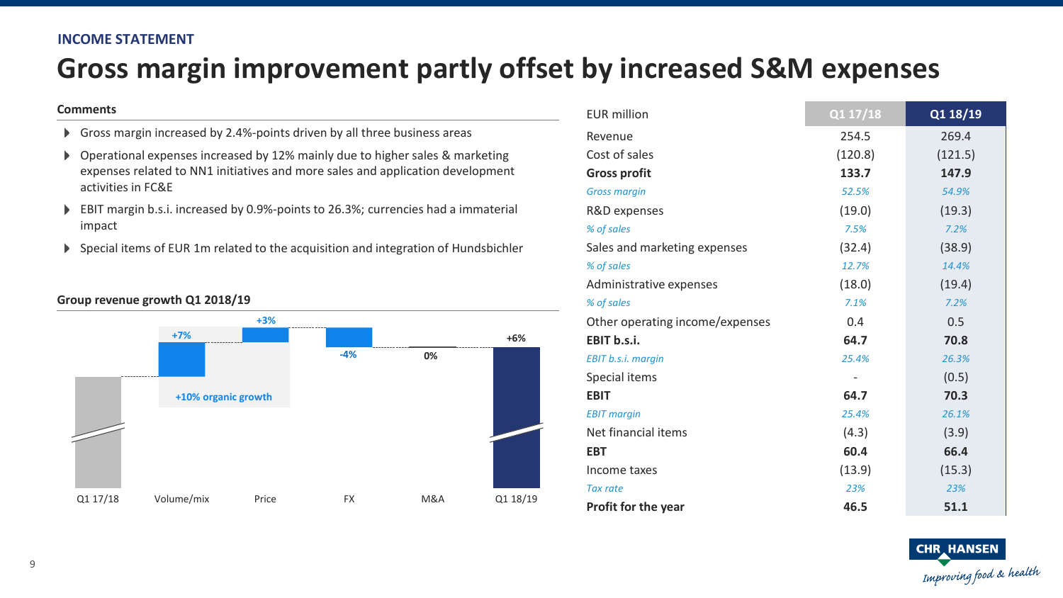INCOME STATEMENT

# Gross margin improvement partly offset by increased S&M expenses

**Comments**

- Gross margin increased by 2.4%-points driven by all three business areas
- Operational expenses increased by 12% mainly due to higher sales & marketing expenses related to NN1 initiatives and more sales and application development activities in FC&E
- EBIT margin b.s.i. increased by 0.9%-points to 26.3%; currencies had a immaterial impact
- Special items of EUR 1m related to the acquisition and integration of Hundsbichler

**Group revenue growth Q1 2018/19**

| | Q1 17/18 | Volume/mix | Price | FX | M&A | Q1 18/19 |
|---|---|---|---|---|---|---|
| Growth | | +7% | +3% | -4% | 0% | +6% |

+10% organic growth

| EUR million | Q1 17/18 | Q1 18/19 |
|---|---|---|
| Revenue | 254.5 | 269.4 |
| Cost of sales | (120.8) | (121.5) |
| **Gross profit** | **133.7** | **147.9** |
| *Gross margin* | *52.5%* | *54.9%* |
| R&D expenses | (19.0) | (19.3) |
| *% of sales* | *7.5%* | *7.2%* |
| Sales and marketing expenses | (32.4) | (38.9) |
| *% of sales* | *12.7%* | *14.4%* |
| Administrative expenses | (18.0) | (19.4) |
| *% of sales* | *7.1%* | *7.2%* |
| Other operating income/expenses | 0.4 | 0.5 |
| **EBIT b.s.i.** | **64.7** | **70.8** |
| *EBIT b.s.i. margin* | *25.4%* | *26.3%* |
| Special items | - | (0.5) |
| **EBIT** | **64.7** | **70.3** |
| *EBIT margin* | *25.4%* | *26.1%* |
| Net financial items | (4.3) | (3.9) |
| **EBT** | **60.4** | **66.4** |
| Income taxes | (13.9) | (15.3) |
| *Tax rate* | *23%* | *23%* |
| **Profit for the year** | **46.5** | **51.1** |

CHR HANSEN
Improving food & health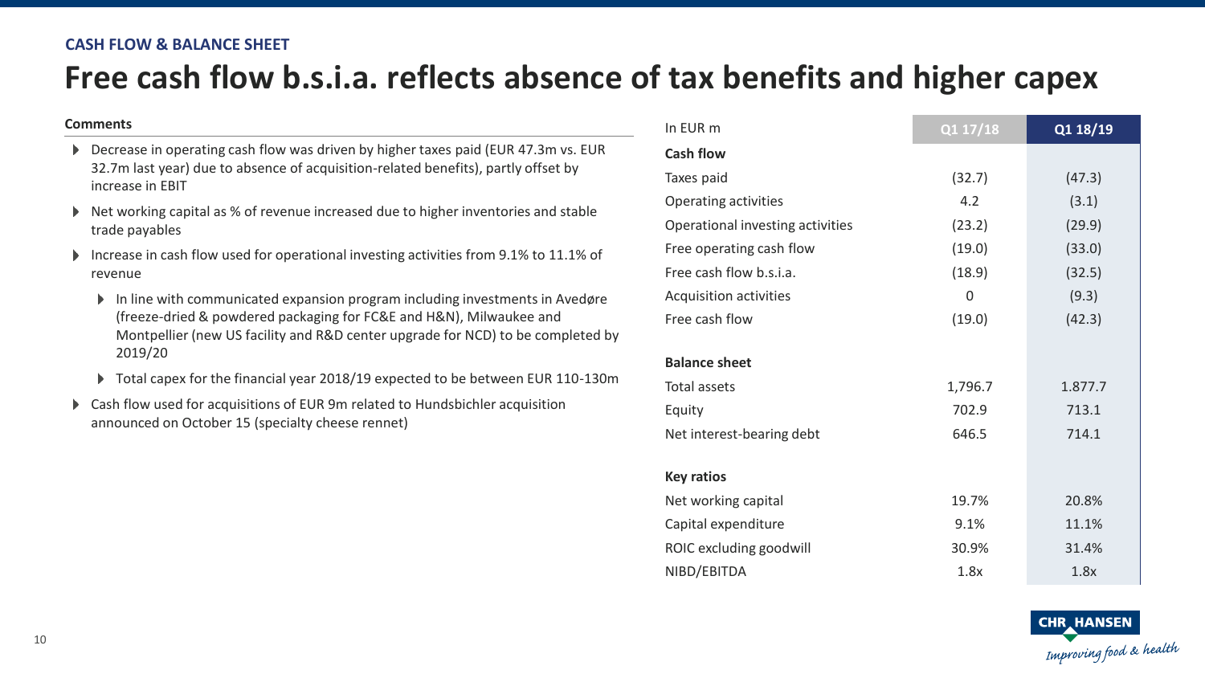CASH FLOW & BALANCE SHEET

# Free cash flow b.s.i.a. reflects absence of tax benefits and higher capex

**Comments**

- Decrease in operating cash flow was driven by higher taxes paid (EUR 47.3m vs. EUR 32.7m last year) due to absence of acquisition-related benefits), partly offset by increase in EBIT
- Net working capital as % of revenue increased due to higher inventories and stable trade payables
- Increase in cash flow used for operational investing activities from 9.1% to 11.1% of revenue
  - In line with communicated expansion program including investments in Avedøre (freeze-dried & powdered packaging for FC&E and H&N), Milwaukee and Montpellier (new US facility and R&D center upgrade for NCD) to be completed by 2019/20
  - Total capex for the financial year 2018/19 expected to be between EUR 110-130m
- Cash flow used for acquisitions of EUR 9m related to Hundsbichler acquisition announced on October 15 (specialty cheese rennet)

| In EUR m | Q1 17/18 | Q1 18/19 |
|---|---|---|
| **Cash flow** | | |
| Taxes paid | (32.7) | (47.3) |
| Operating activities | 4.2 | (3.1) |
| Operational investing activities | (23.2) | (29.9) |
| Free operating cash flow | (19.0) | (33.0) |
| Free cash flow b.s.i.a. | (18.9) | (32.5) |
| Acquisition activities | 0 | (9.3) |
| Free cash flow | (19.0) | (42.3) |
| **Balance sheet** | | |
| Total assets | 1,796.7 | 1.877.7 |
| Equity | 702.9 | 713.1 |
| Net interest-bearing debt | 646.5 | 714.1 |
| **Key ratios** | | |
| Net working capital | 19.7% | 20.8% |
| Capital expenditure | 9.1% | 11.1% |
| ROIC excluding goodwill | 30.9% | 31.4% |
| NIBD/EBITDA | 1.8x | 1.8x |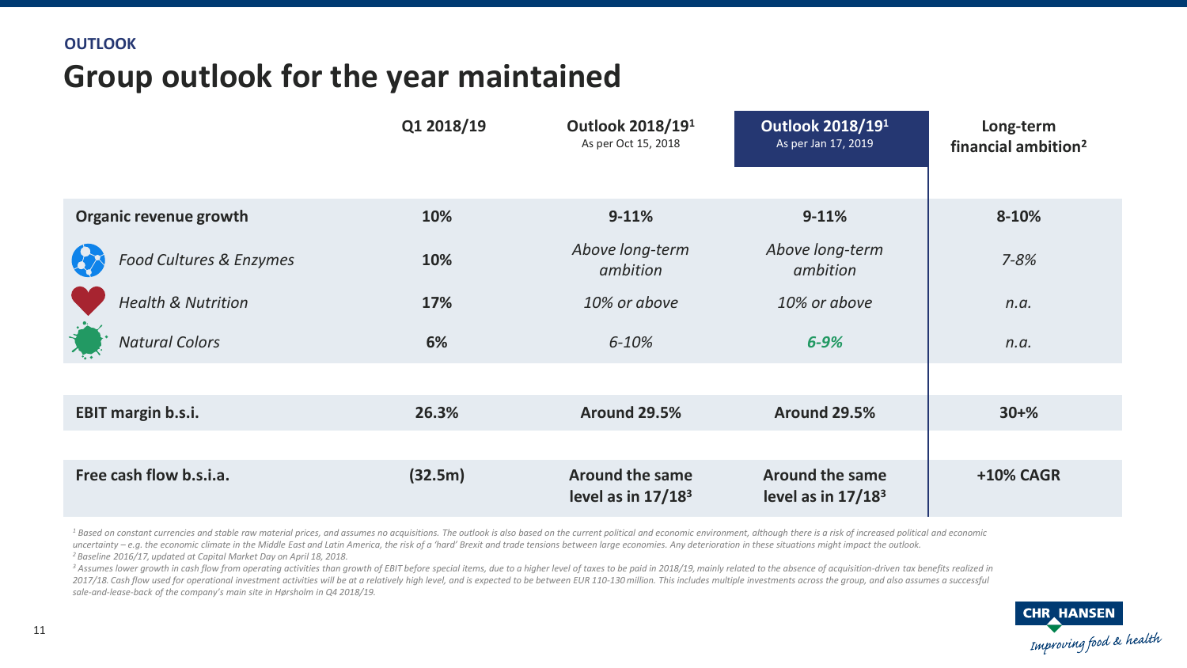OUTLOOK

# Group outlook for the year maintained

| | Q1 2018/19 | Outlook 2018/19[1] As per Oct 15, 2018 | Outlook 2018/19[1] As per Jan 17, 2019 | Long-term financial ambition[2] |
|---|---|---|---|---|
| **Organic revenue growth** | **10%** | **9-11%** | **9-11%** | **8-10%** |
| *Food Cultures & Enzymes* | **10%** | *Above long-term ambition* | *Above long-term ambition* | *7-8%* |
| *Health & Nutrition* | **17%** | *10% or above* | *10% or above* | *n.a.* |
| *Natural Colors* | **6%** | *6-10%* | ***6-9%*** | *n.a.* |
| **EBIT margin b.s.i.** | **26.3%** | **Around 29.5%** | **Around 29.5%** | **30+%** |
| **Free cash flow b.s.i.a.** | **(32.5m)** | **Around the same level as in 17/18[3]** | **Around the same level as in 17/18[3]** | **+10% CAGR** |

*[1] Based on constant currencies and stable raw material prices, and assumes no acquisitions. The outlook is also based on the current political and economic environment, although there is a risk of increased political and economic uncertainty – e.g. the economic climate in the Middle East and Latin America, the risk of a 'hard' Brexit and trade tensions between large economies. Any deterioration in these situations might impact the outlook.*

*[2] Baseline 2016/17, updated at Capital Market Day on April 18, 2018.*

*[3] Assumes lower growth in cash flow from operating activities than growth of EBIT before special items, due to a higher level of taxes to be paid in 2018/19, mainly related to the absence of acquisition-driven tax benefits realized in 2017/18. Cash flow used for operational investment activities will be at a relatively high level, and is expected to be between EUR 110-130 million. This includes multiple investments across the group, and also assumes a successful sale-and-lease-back of the company's main site in Hørsholm in Q4 2018/19.*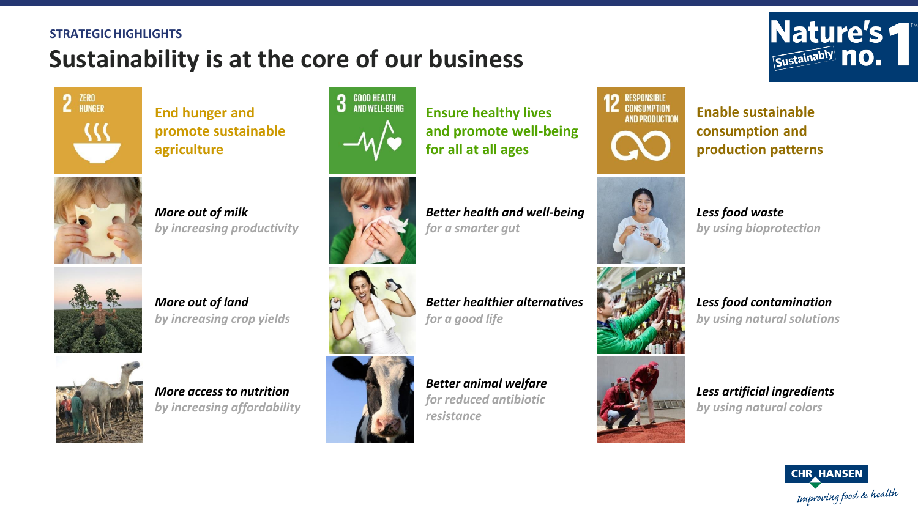STRATEGIC HIGHLIGHTS

# Sustainability is at the core of our business

## 2 ZERO HUNGER

**End hunger and promote sustainable agriculture**

***More out of milk***
*by increasing productivity*

***More out of land***
*by increasing crop yields*

***More access to nutrition***
*by increasing affordability*

## 3 GOOD HEALTH AND WELL-BEING

**Ensure healthy lives and promote well-being for all at all ages**

***Better health and well-being***
*for a smarter gut*

***Better healthier alternatives***
*for a good life*

***Better animal welfare***
*for reduced antibiotic resistance*

## 12 RESPONSIBLE CONSUMPTION AND PRODUCTION

**Enable sustainable consumption and production patterns**

***Less food waste***
*by using bioprotection*

***Less food contamination***
*by using natural solutions*

***Less artificial ingredients***
*by using natural colors*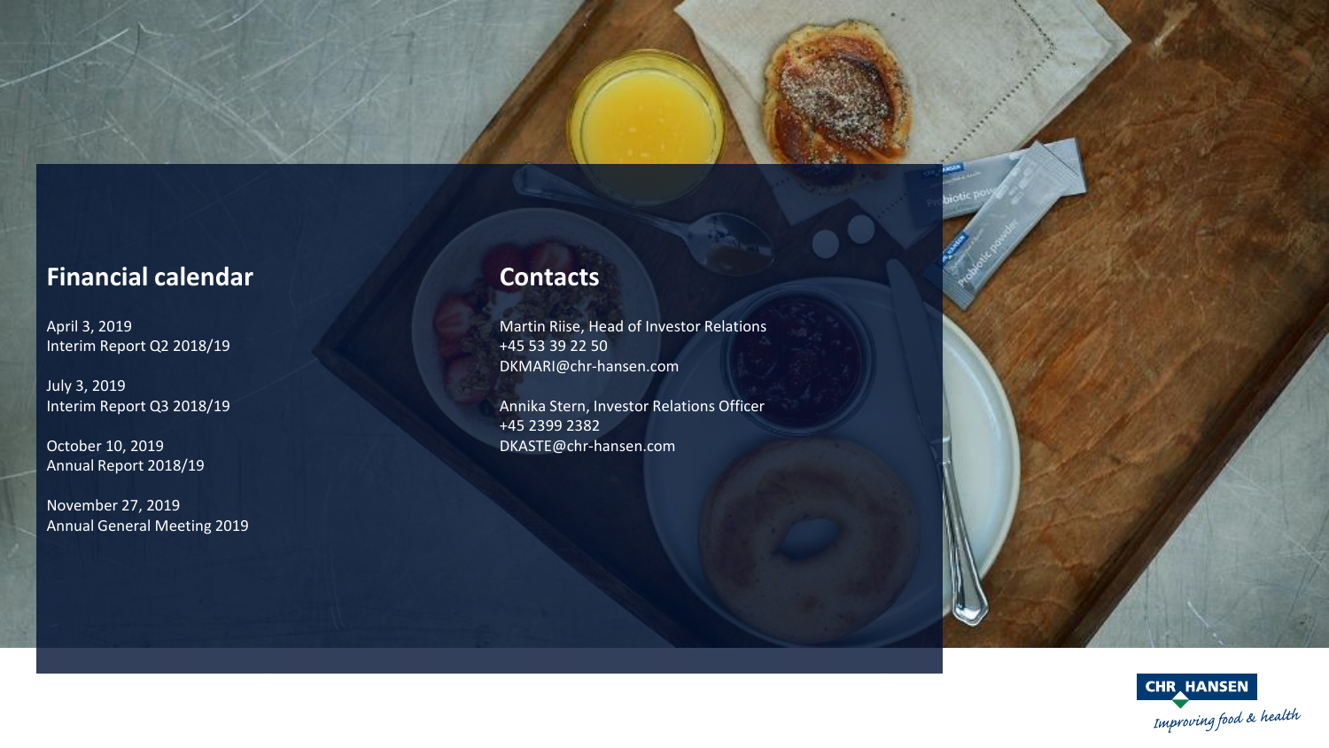## Financial calendar

April 3, 2019
Interim Report Q2 2018/19

July 3, 2019
Interim Report Q3 2018/19

October 10, 2019
Annual Report 2018/19

November 27, 2019
Annual General Meeting 2019

## Contacts

Martin Riise, Head of Investor Relations
+45 53 39 22 50
DKMARI@chr-hansen.com

Annika Stern, Investor Relations Officer
+45 2399 2382
DKASTE@chr-hansen.com

CHR HANSEN
*Improving food & health*